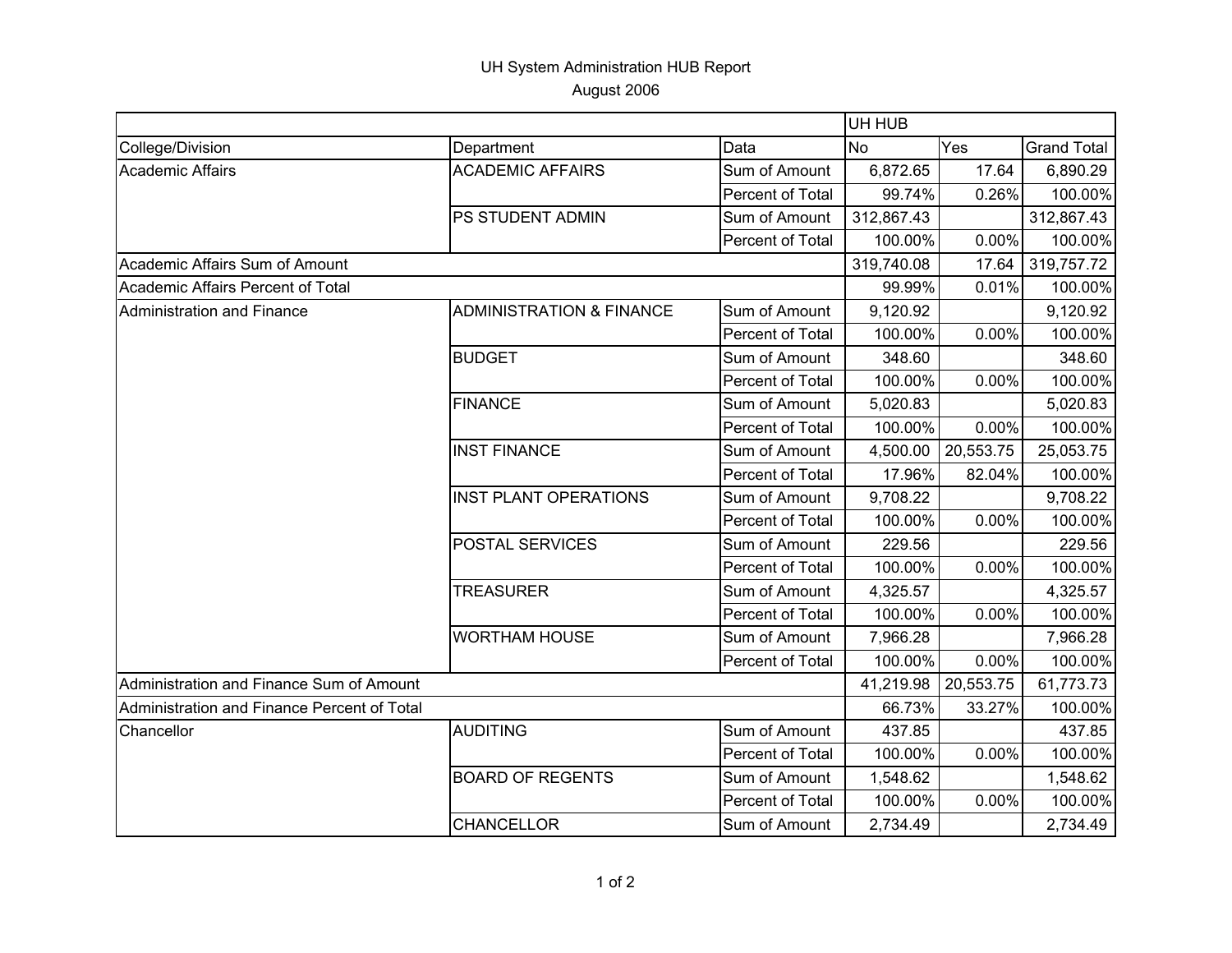UH System Administration HUB Report

August 2006

| | | | UH HUB | | |
|---|---|---|---|---|---|
| College/Division | Department | Data | No | Yes | Grand Total |
| Academic Affairs | ACADEMIC AFFAIRS | Sum of Amount | 6,872.65 | 17.64 | 6,890.29 |
| | | Percent of Total | 99.74% | 0.26% | 100.00% |
| | PS STUDENT ADMIN | Sum of Amount | 312,867.43 | | 312,867.43 |
| | | Percent of Total | 100.00% | 0.00% | 100.00% |
| Academic Affairs Sum of Amount | | | 319,740.08 | 17.64 | 319,757.72 |
| Academic Affairs Percent of Total | | | 99.99% | 0.01% | 100.00% |
| Administration and Finance | ADMINISTRATION & FINANCE | Sum of Amount | 9,120.92 | | 9,120.92 |
| | | Percent of Total | 100.00% | 0.00% | 100.00% |
| | BUDGET | Sum of Amount | 348.60 | | 348.60 |
| | | Percent of Total | 100.00% | 0.00% | 100.00% |
| | FINANCE | Sum of Amount | 5,020.83 | | 5,020.83 |
| | | Percent of Total | 100.00% | 0.00% | 100.00% |
| | INST FINANCE | Sum of Amount | 4,500.00 | 20,553.75 | 25,053.75 |
| | | Percent of Total | 17.96% | 82.04% | 100.00% |
| | INST PLANT OPERATIONS | Sum of Amount | 9,708.22 | | 9,708.22 |
| | | Percent of Total | 100.00% | 0.00% | 100.00% |
| | POSTAL SERVICES | Sum of Amount | 229.56 | | 229.56 |
| | | Percent of Total | 100.00% | 0.00% | 100.00% |
| | TREASURER | Sum of Amount | 4,325.57 | | 4,325.57 |
| | | Percent of Total | 100.00% | 0.00% | 100.00% |
| | WORTHAM HOUSE | Sum of Amount | 7,966.28 | | 7,966.28 |
| | | Percent of Total | 100.00% | 0.00% | 100.00% |
| Administration and Finance Sum of Amount | | | 41,219.98 | 20,553.75 | 61,773.73 |
| Administration and Finance Percent of Total | | | 66.73% | 33.27% | 100.00% |
| Chancellor | AUDITING | Sum of Amount | 437.85 | | 437.85 |
| | | Percent of Total | 100.00% | 0.00% | 100.00% |
| | BOARD OF REGENTS | Sum of Amount | 1,548.62 | | 1,548.62 |
| | | Percent of Total | 100.00% | 0.00% | 100.00% |
| | CHANCELLOR | Sum of Amount | 2,734.49 | | 2,734.49 |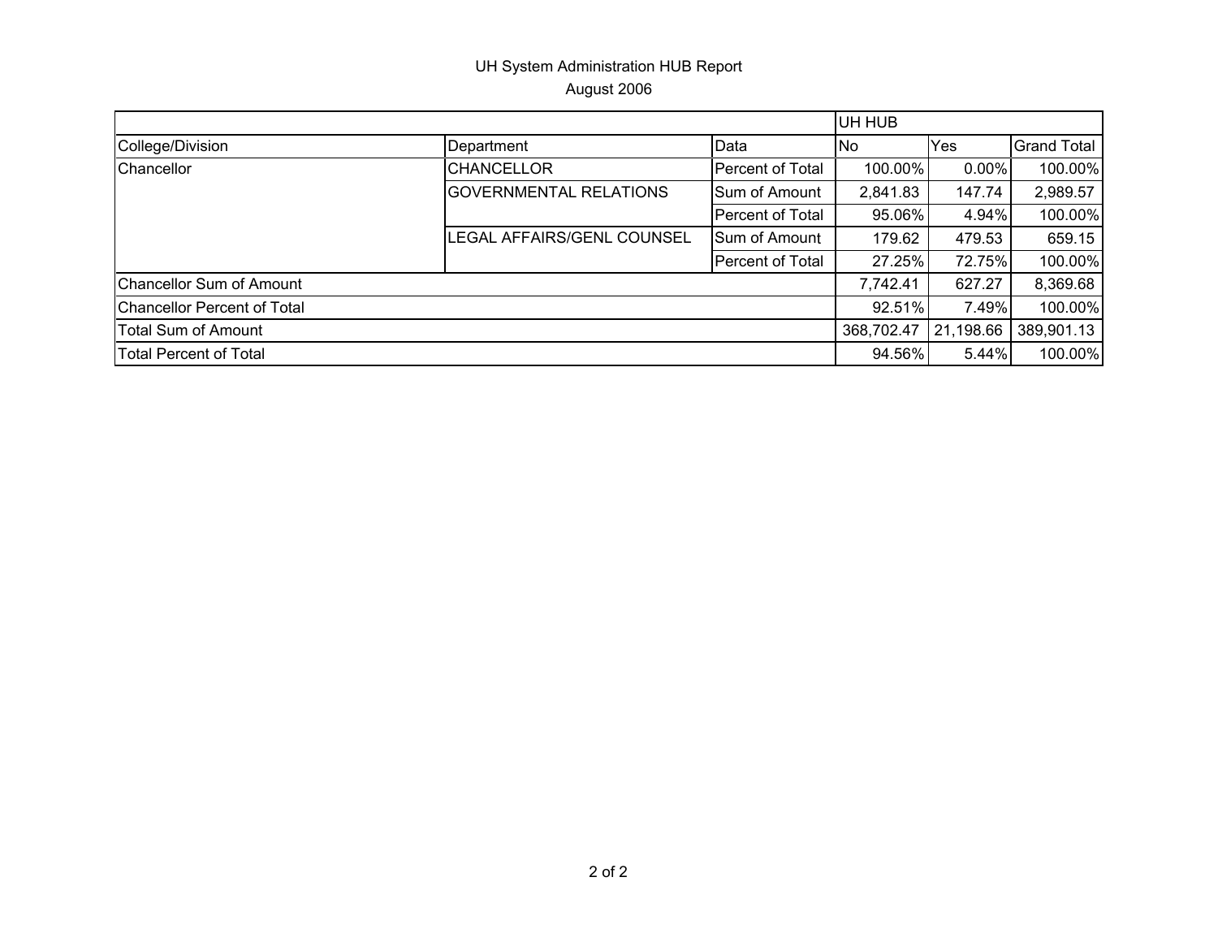UH System Administration HUB Report

August 2006

| | | | UH HUB | | |
|---|---|---|---|---|---|
| College/Division | Department | Data | No | Yes | Grand Total |
| Chancellor | CHANCELLOR | Percent of Total | 100.00% | 0.00% | 100.00% |
| | GOVERNMENTAL RELATIONS | Sum of Amount | 2,841.83 | 147.74 | 2,989.57 |
| | | Percent of Total | 95.06% | 4.94% | 100.00% |
| | LEGAL AFFAIRS/GENL COUNSEL | Sum of Amount | 179.62 | 479.53 | 659.15 |
| | | Percent of Total | 27.25% | 72.75% | 100.00% |
| Chancellor Sum of Amount | | | 7,742.41 | 627.27 | 8,369.68 |
| Chancellor Percent of Total | | | 92.51% | 7.49% | 100.00% |
| Total Sum of Amount | | | 368,702.47 | 21,198.66 | 389,901.13 |
| Total Percent of Total | | | 94.56% | 5.44% | 100.00% |